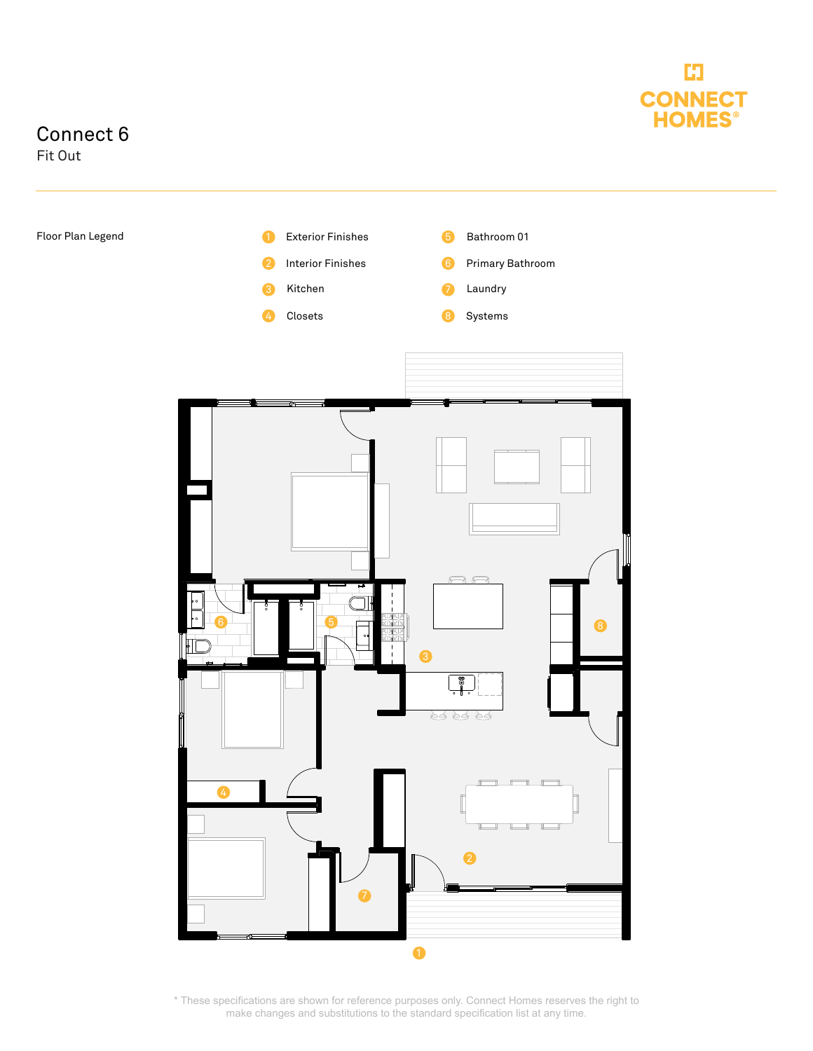# Connect 6

## Fit Out

CONNECT HOMES®

Floor Plan Legend

1. Exterior Finishes
2. Interior Finishes
3. Kitchen
4. Closets
5. Bathroom 01
6. Primary Bathroom
7. Laundry
8. Systems

* These specifications are shown for reference purposes only. Connect Homes reserves the right to make changes and substitutions to the standard specification list at any time.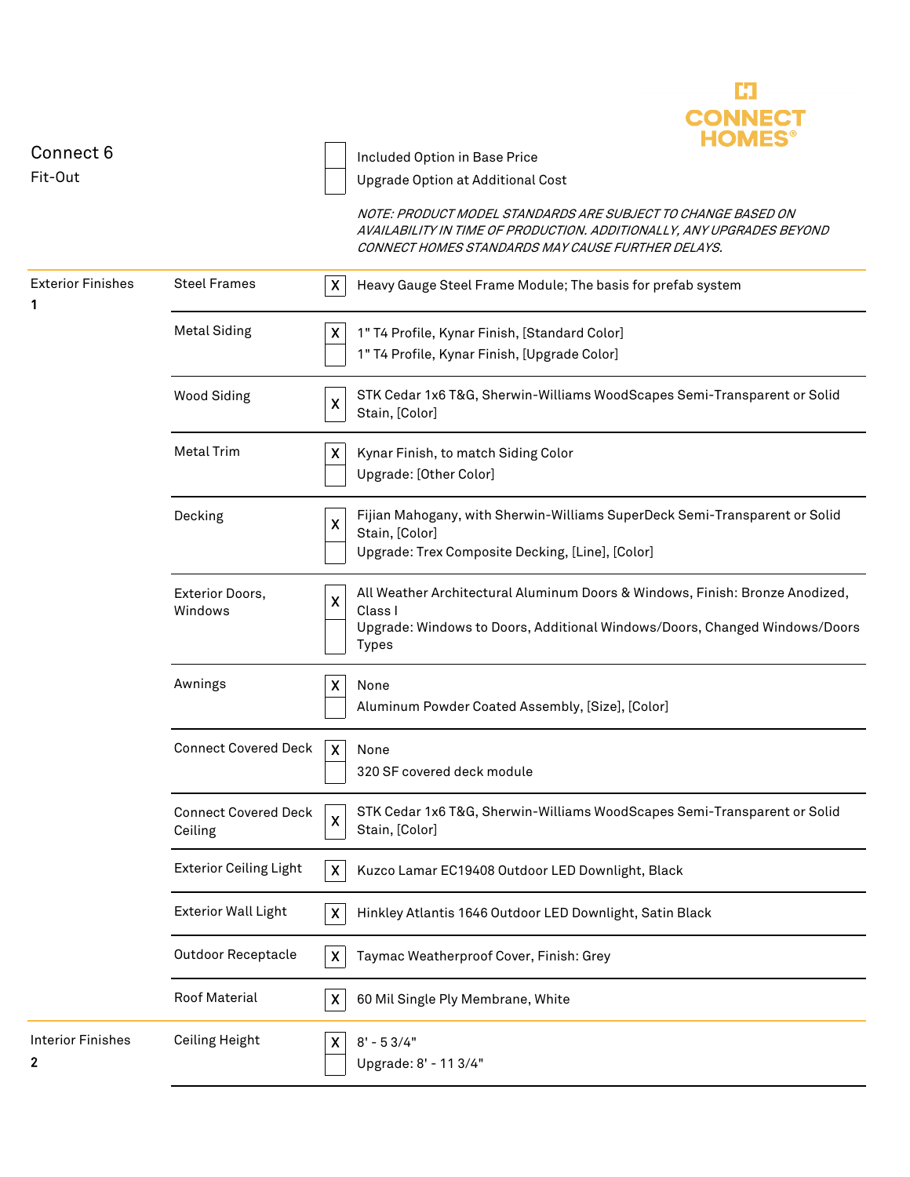# Connect 6

Fit-Out

CONNECT HOMES®

| | |
|---|---|
| ☐ | Included Option in Base Price |
| ☐ | Upgrade Option at Additional Cost |

*NOTE: PRODUCT MODEL STANDARDS ARE SUBJECT TO CHANGE BASED ON AVAILABILITY IN TIME OF PRODUCTION. ADDITIONALLY, ANY UPGRADES BEYOND CONNECT HOMES STANDARDS MAY CAUSE FURTHER DELAYS.*

| Section | Item | Selected | Description |
|---|---|---|---|
| Exterior Finishes **1** | Steel Frames | X | Heavy Gauge Steel Frame Module; The basis for prefab system |
| | Metal Siding | X | 1" T4 Profile, Kynar Finish, [Standard Color] |
| | | | 1" T4 Profile, Kynar Finish, [Upgrade Color] |
| | Wood Siding | X | STK Cedar 1x6 T&G, Sherwin-Williams WoodScapes Semi-Transparent or Solid Stain, [Color] |
| | Metal Trim | X | Kynar Finish, to match Siding Color |
| | | | Upgrade: [Other Color] |
| | Decking | X | Fijian Mahogany, with Sherwin-Williams SuperDeck Semi-Transparent or Solid Stain, [Color] |
| | | | Upgrade: Trex Composite Decking, [Line], [Color] |
| | Exterior Doors, Windows | X | All Weather Architectural Aluminum Doors & Windows, Finish: Bronze Anodized, Class I |
| | | | Upgrade: Windows to Doors, Additional Windows/Doors, Changed Windows/Doors Types |
| | Awnings | X | None |
| | | | Aluminum Powder Coated Assembly, [Size], [Color] |
| | Connect Covered Deck | X | None |
| | | | 320 SF covered deck module |
| | Connect Covered Deck Ceiling | X | STK Cedar 1x6 T&G, Sherwin-Williams WoodScapes Semi-Transparent or Solid Stain, [Color] |
| | Exterior Ceiling Light | X | Kuzco Lamar EC19408 Outdoor LED Downlight, Black |
| | Exterior Wall Light | X | Hinkley Atlantis 1646 Outdoor LED Downlight, Satin Black |
| | Outdoor Receptacle | X | Taymac Weatherproof Cover, Finish: Grey |
| | Roof Material | X | 60 Mil Single Ply Membrane, White |
| Interior Finishes **2** | Ceiling Height | X | 8' - 5 3/4" |
| | | | Upgrade: 8' - 11 3/4" |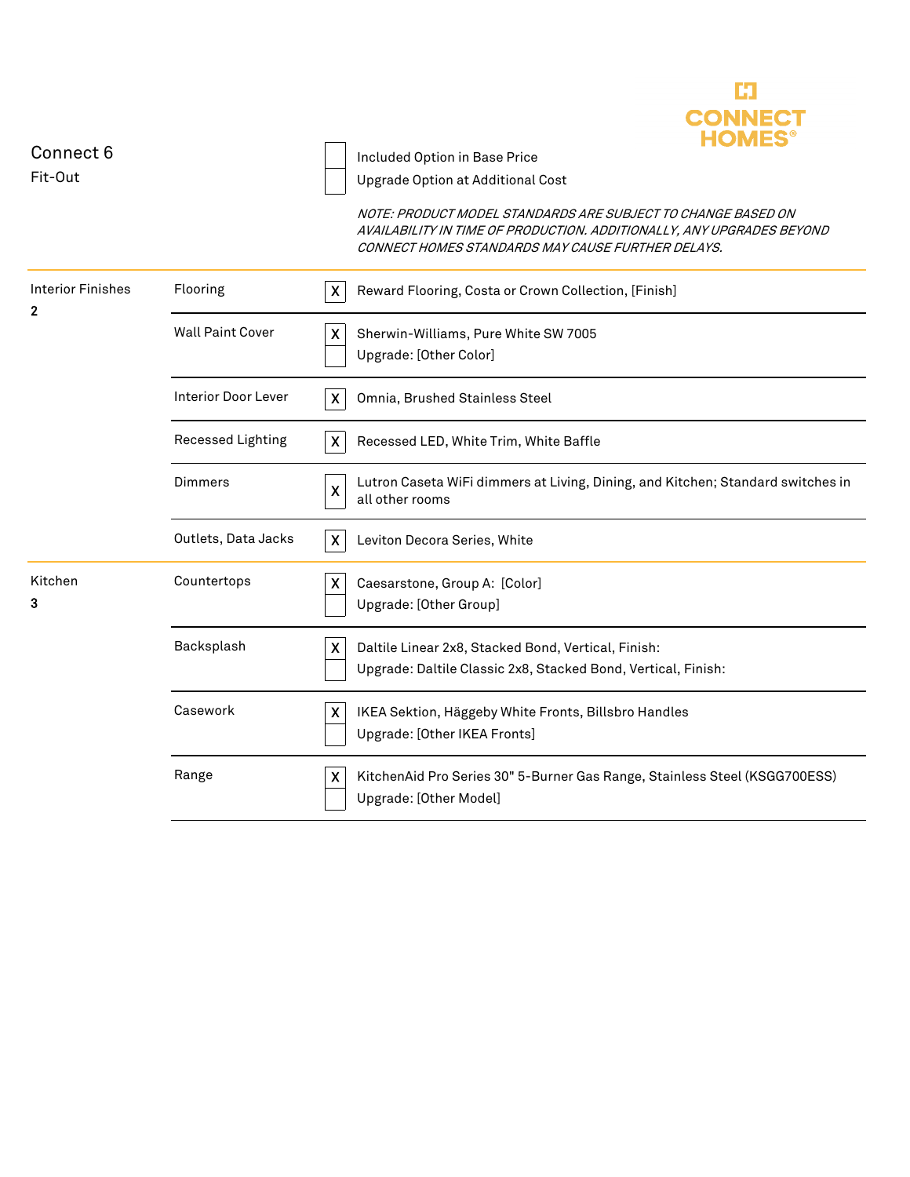# Connect 6

Fit-Out

| | |
|---|---|
| ☐ | Included Option in Base Price |
| ☐ | Upgrade Option at Additional Cost |

*NOTE: PRODUCT MODEL STANDARDS ARE SUBJECT TO CHANGE BASED ON AVAILABILITY IN TIME OF PRODUCTION. ADDITIONALLY, ANY UPGRADES BEYOND CONNECT HOMES STANDARDS MAY CAUSE FURTHER DELAYS.*

| Section | Item | Selected | Description |
|---|---|---|---|
| Interior Finishes **2** | Flooring | X | Reward Flooring, Costa or Crown Collection, [Finish] |
| | Wall Paint Cover | X | Sherwin-Williams, Pure White SW 7005 |
| | | | Upgrade: [Other Color] |
| | Interior Door Lever | X | Omnia, Brushed Stainless Steel |
| | Recessed Lighting | X | Recessed LED, White Trim, White Baffle |
| | Dimmers | X | Lutron Caseta WiFi dimmers at Living, Dining, and Kitchen; Standard switches in all other rooms |
| | Outlets, Data Jacks | X | Leviton Decora Series, White |
| Kitchen **3** | Countertops | X | Caesarstone, Group A: [Color] |
| | | | Upgrade: [Other Group] |
| | Backsplash | X | Daltile Linear 2x8, Stacked Bond, Vertical, Finish: |
| | | | Upgrade: Daltile Classic 2x8, Stacked Bond, Vertical, Finish: |
| | Casework | X | IKEA Sektion, Häggeby White Fronts, Billsbro Handles |
| | | | Upgrade: [Other IKEA Fronts] |
| | Range | X | KitchenAid Pro Series 30" 5-Burner Gas Range, Stainless Steel (KSGG700ESS) |
| | | | Upgrade: [Other Model] |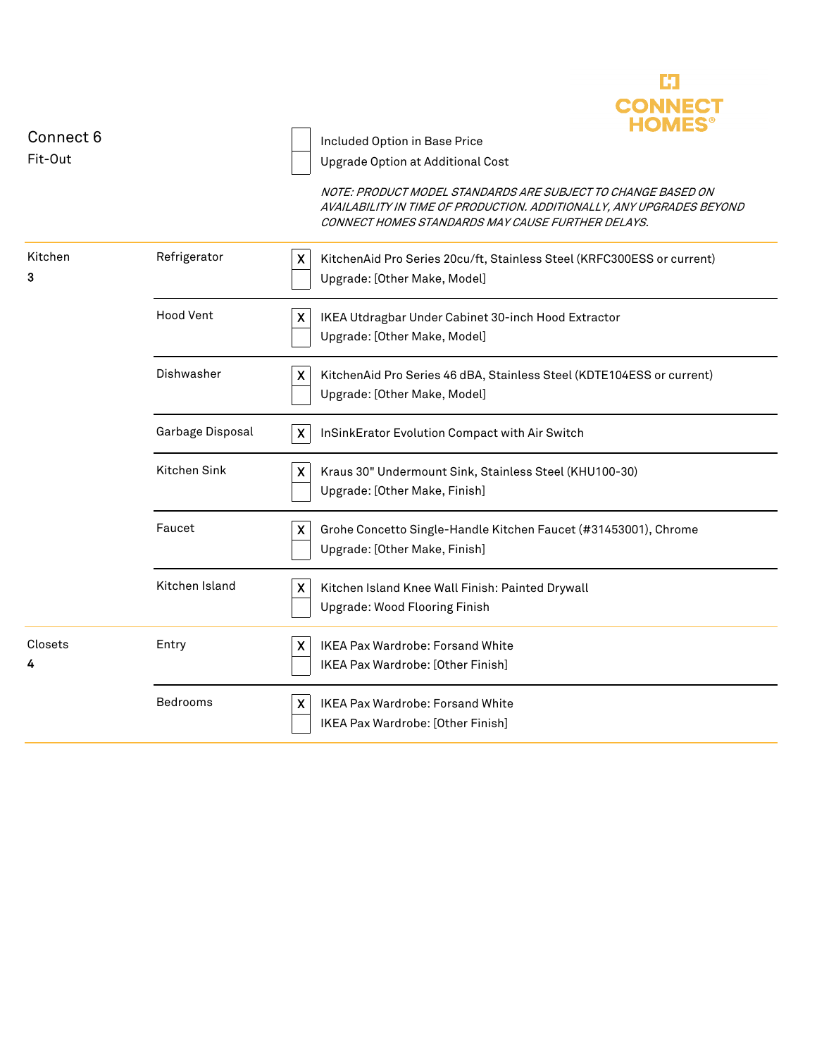CONNECT HOMES®

Connect 6
Fit-Out

| | |
|---|---|
| [ ] | Included Option in Base Price |
| [ ] | Upgrade Option at Additional Cost |

*NOTE: PRODUCT MODEL STANDARDS ARE SUBJECT TO CHANGE BASED ON AVAILABILITY IN TIME OF PRODUCTION. ADDITIONALLY, ANY UPGRADES BEYOND CONNECT HOMES STANDARDS MAY CAUSE FURTHER DELAYS.*

| Section | Item | Selection | Option |
|---|---|---|---|
| Kitchen **3** | Refrigerator | X | KitchenAid Pro Series 20cu/ft, Stainless Steel (KRFC300ESS or current) |
| | | | Upgrade: [Other Make, Model] |
| | Hood Vent | X | IKEA Utdragbar Under Cabinet 30-inch Hood Extractor |
| | | | Upgrade: [Other Make, Model] |
| | Dishwasher | X | KitchenAid Pro Series 46 dBA, Stainless Steel (KDTE104ESS or current) |
| | | | Upgrade: [Other Make, Model] |
| | Garbage Disposal | X | InSinkErator Evolution Compact with Air Switch |
| | Kitchen Sink | X | Kraus 30" Undermount Sink, Stainless Steel (KHU100-30) |
| | | | Upgrade: [Other Make, Finish] |
| | Faucet | X | Grohe Concetto Single-Handle Kitchen Faucet (#31453001), Chrome |
| | | | Upgrade: [Other Make, Finish] |
| | Kitchen Island | X | Kitchen Island Knee Wall Finish: Painted Drywall |
| | | | Upgrade: Wood Flooring Finish |
| Closets **4** | Entry | X | IKEA Pax Wardrobe: Forsand White |
| | | | IKEA Pax Wardrobe: [Other Finish] |
| | Bedrooms | X | IKEA Pax Wardrobe: Forsand White |
| | | | IKEA Pax Wardrobe: [Other Finish] |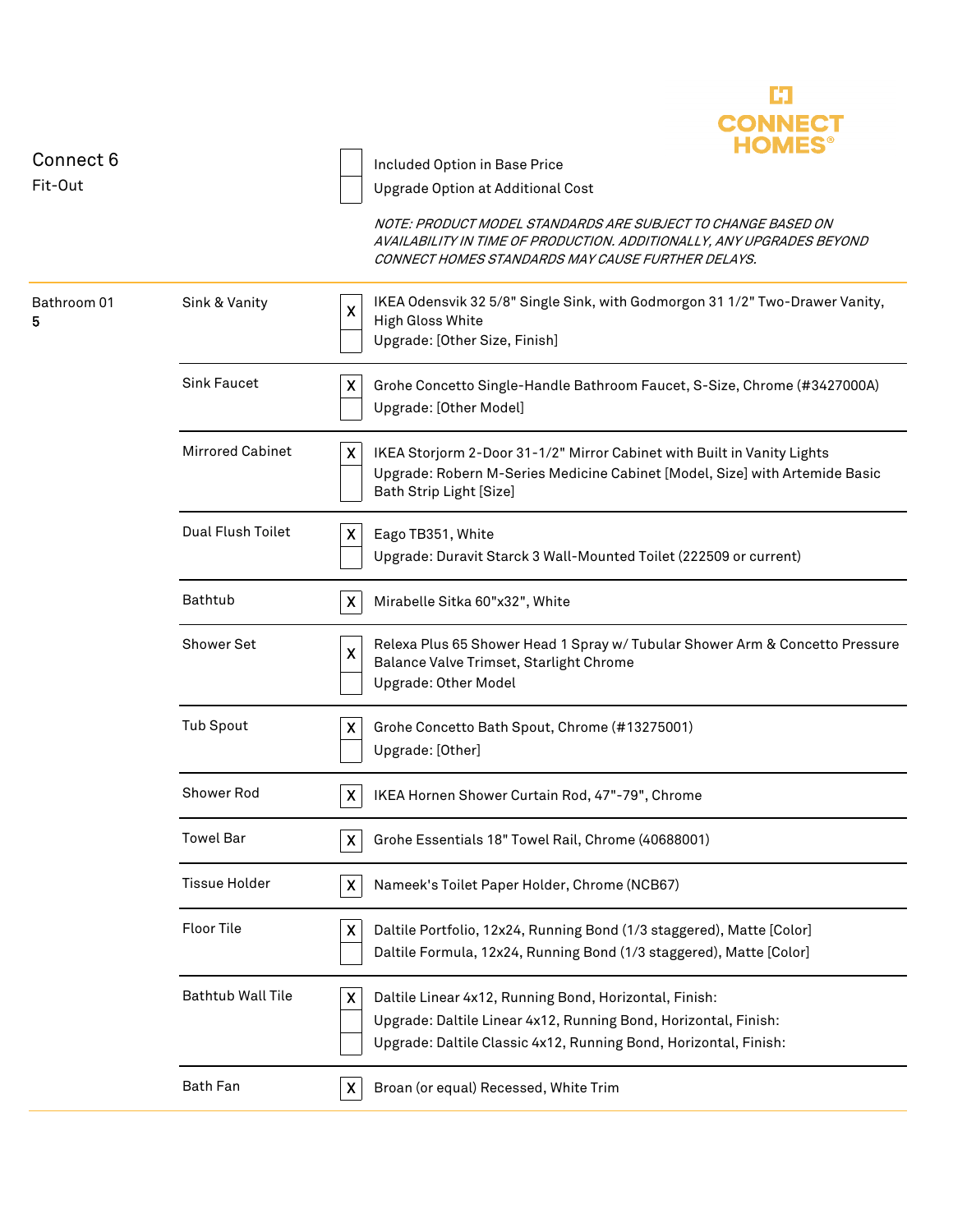CONNECT HOMES®

Connect 6
Fit-Out

| | |
|---|---|
| [ ] | Included Option in Base Price |
| [ ] | Upgrade Option at Additional Cost |

*NOTE: PRODUCT MODEL STANDARDS ARE SUBJECT TO CHANGE BASED ON AVAILABILITY IN TIME OF PRODUCTION. ADDITIONALLY, ANY UPGRADES BEYOND CONNECT HOMES STANDARDS MAY CAUSE FURTHER DELAYS.*

| Room | Item | | Description |
|---|---|---|---|
| Bathroom 01 | Sink & Vanity | X | IKEA Odensvik 32 5/8" Single Sink, with Godmorgon 31 1/2" Two-Drawer Vanity, High Gloss White |
| | | | Upgrade: [Other Size, Finish] |
| | Sink Faucet | X | Grohe Concetto Single-Handle Bathroom Faucet, S-Size, Chrome (#3427000A) |
| | | | Upgrade: [Other Model] |
| | Mirrored Cabinet | X | IKEA Storjorm 2-Door 31-1/2" Mirror Cabinet with Built in Vanity Lights |
| | | | Upgrade: Robern M-Series Medicine Cabinet [Model, Size] with Artemide Basic Bath Strip Light [Size] |
| | Dual Flush Toilet | X | Eago TB351, White |
| | | | Upgrade: Duravit Starck 3 Wall-Mounted Toilet (222509 or current) |
| | Bathtub | X | Mirabelle Sitka 60"x32", White |
| | Shower Set | X | Relexa Plus 65 Shower Head 1 Spray w/ Tubular Shower Arm & Concetto Pressure Balance Valve Trimset, Starlight Chrome |
| | | | Upgrade: Other Model |
| | Tub Spout | X | Grohe Concetto Bath Spout, Chrome (#13275001) |
| | | | Upgrade: [Other] |
| | Shower Rod | X | IKEA Hornen Shower Curtain Rod, 47"-79", Chrome |
| | Towel Bar | X | Grohe Essentials 18" Towel Rail, Chrome (40688001) |
| | Tissue Holder | X | Nameek's Toilet Paper Holder, Chrome (NCB67) |
| | Floor Tile | X | Daltile Portfolio, 12x24, Running Bond (1/3 staggered), Matte [Color] |
| | | | Daltile Formula, 12x24, Running Bond (1/3 staggered), Matte [Color] |
| | Bathtub Wall Tile | X | Daltile Linear 4x12, Running Bond, Horizontal, Finish: |
| | | | Upgrade: Daltile Linear 4x12, Running Bond, Horizontal, Finish: |
| | | | Upgrade: Daltile Classic 4x12, Running Bond, Horizontal, Finish: |
| | Bath Fan | X | Broan (or equal) Recessed, White Trim |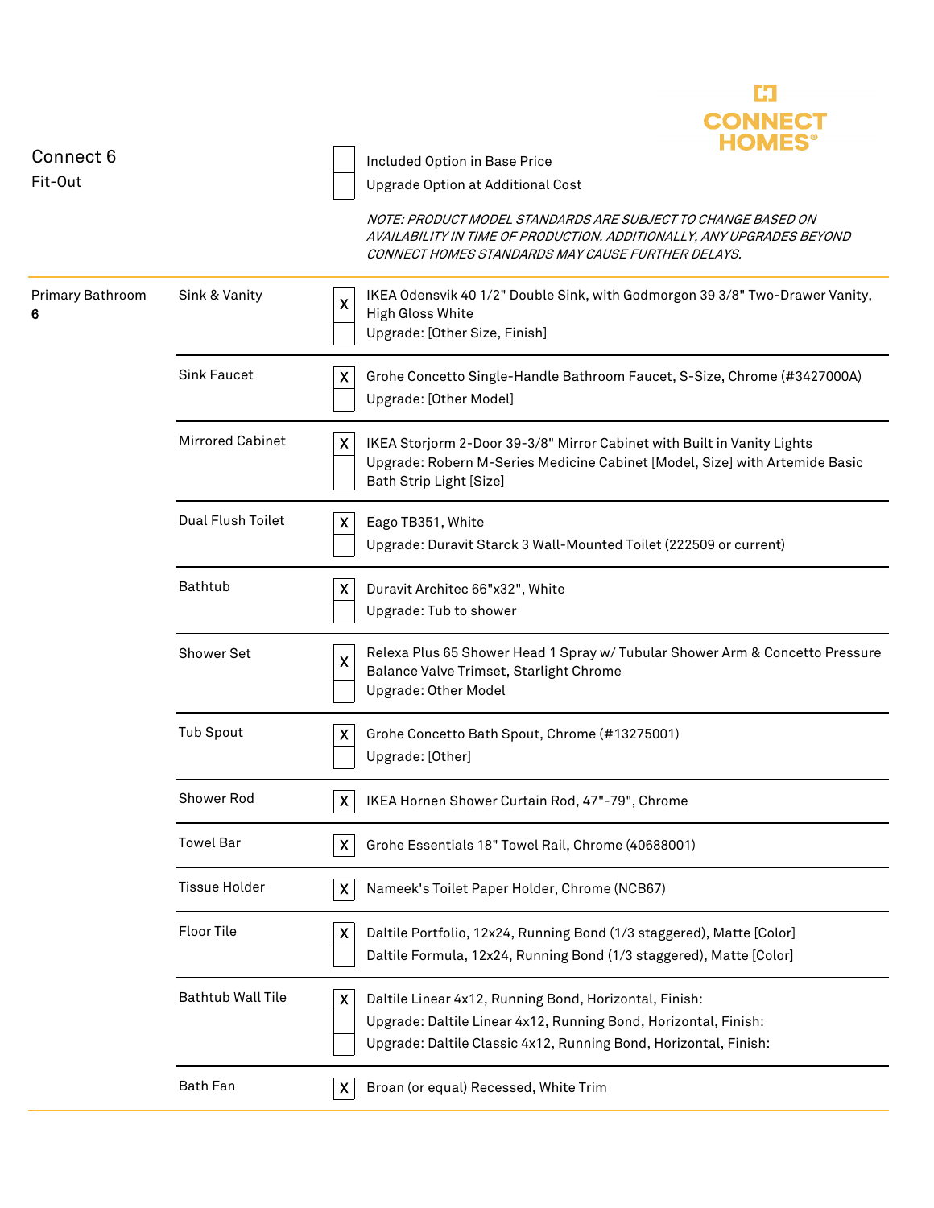# Connect 6

Fit-Out

CONNECT HOMES®

| | |
|---|---|
| [ ] | Included Option in Base Price |
| [ ] | Upgrade Option at Additional Cost |

*NOTE: PRODUCT MODEL STANDARDS ARE SUBJECT TO CHANGE BASED ON AVAILABILITY IN TIME OF PRODUCTION. ADDITIONALLY, ANY UPGRADES BEYOND CONNECT HOMES STANDARDS MAY CAUSE FURTHER DELAYS.*

## Primary Bathroom 6

| Item | | Description |
|---|---|---|
| Sink & Vanity | X | IKEA Odensvik 40 1/2" Double Sink, with Godmorgon 39 3/8" Two-Drawer Vanity, High Gloss White |
| | | Upgrade: [Other Size, Finish] |
| Sink Faucet | X | Grohe Concetto Single-Handle Bathroom Faucet, S-Size, Chrome (#3427000A) |
| | | Upgrade: [Other Model] |
| Mirrored Cabinet | X | IKEA Storjorm 2-Door 39-3/8" Mirror Cabinet with Built in Vanity Lights |
| | | Upgrade: Robern M-Series Medicine Cabinet [Model, Size] with Artemide Basic Bath Strip Light [Size] |
| Dual Flush Toilet | X | Eago TB351, White |
| | | Upgrade: Duravit Starck 3 Wall-Mounted Toilet (222509 or current) |
| Bathtub | X | Duravit Architec 66"x32", White |
| | | Upgrade: Tub to shower |
| Shower Set | X | Relexa Plus 65 Shower Head 1 Spray w/ Tubular Shower Arm & Concetto Pressure Balance Valve Trimset, Starlight Chrome |
| | | Upgrade: Other Model |
| Tub Spout | X | Grohe Concetto Bath Spout, Chrome (#13275001) |
| | | Upgrade: [Other] |
| Shower Rod | X | IKEA Hornen Shower Curtain Rod, 47"-79", Chrome |
| Towel Bar | X | Grohe Essentials 18" Towel Rail, Chrome (40688001) |
| Tissue Holder | X | Nameek's Toilet Paper Holder, Chrome (NCB67) |
| Floor Tile | X | Daltile Portfolio, 12x24, Running Bond (1/3 staggered), Matte [Color] |
| | | Daltile Formula, 12x24, Running Bond (1/3 staggered), Matte [Color] |
| Bathtub Wall Tile | X | Daltile Linear 4x12, Running Bond, Horizontal, Finish: |
| | | Upgrade: Daltile Linear 4x12, Running Bond, Horizontal, Finish: |
| | | Upgrade: Daltile Classic 4x12, Running Bond, Horizontal, Finish: |
| Bath Fan | X | Broan (or equal) Recessed, White Trim |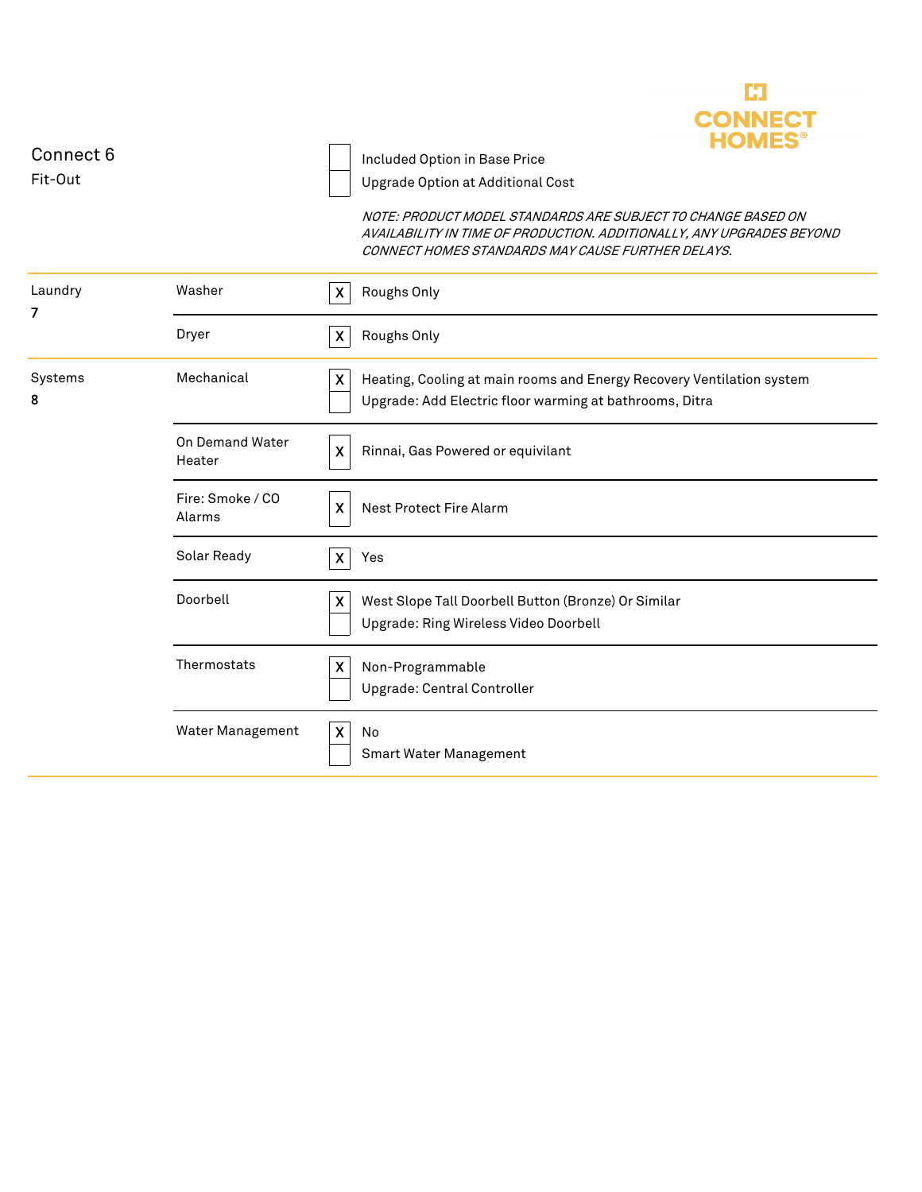Connect 6
Fit-Out

| | |
|---|---|
| [ ] | Included Option in Base Price |
| [ ] | Upgrade Option at Additional Cost |

*NOTE: PRODUCT MODEL STANDARDS ARE SUBJECT TO CHANGE BASED ON AVAILABILITY IN TIME OF PRODUCTION. ADDITIONALLY, ANY UPGRADES BEYOND CONNECT HOMES STANDARDS MAY CAUSE FURTHER DELAYS.*

| | | | |
|---|---|---|---|
| Laundry **7** | Washer | X | Roughs Only |
| | Dryer | X | Roughs Only |
| Systems **8** | Mechanical | X | Heating, Cooling at main rooms and Energy Recovery Ventilation system |
| | | | Upgrade: Add Electric floor warming at bathrooms, Ditra |
| | On Demand Water Heater | X | Rinnai, Gas Powered or equivilant |
| | Fire: Smoke / CO Alarms | X | Nest Protect Fire Alarm |
| | Solar Ready | X | Yes |
| | Doorbell | X | West Slope Tall Doorbell Button (Bronze) Or Similar |
| | | | Upgrade: Ring Wireless Video Doorbell |
| | Thermostats | X | Non-Programmable |
| | | | Upgrade: Central Controller |
| | Water Management | X | No |
| | | | Smart Water Management |